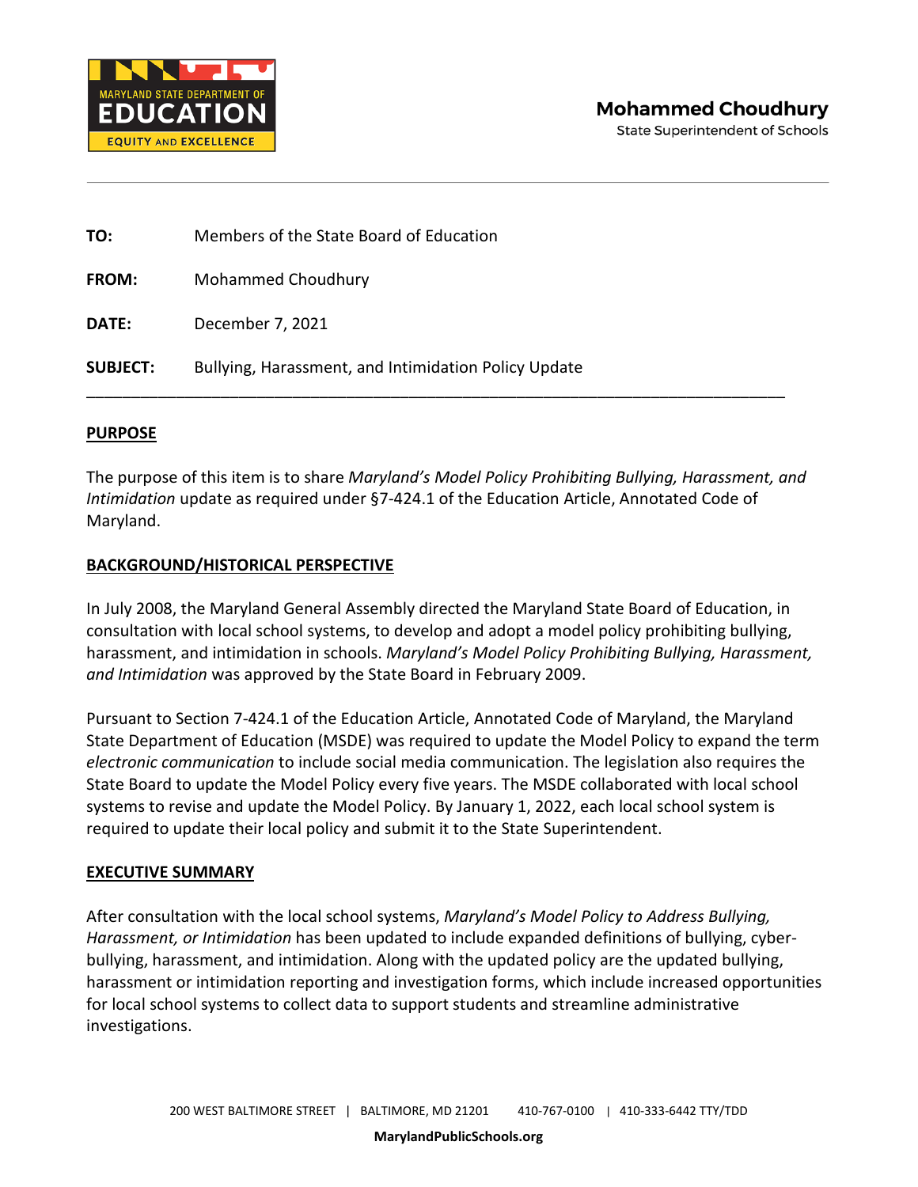MARYLAND STATE DEPARTMENT OF EDUCATION
EQUITY AND EXCELLENCE

**Mohammed Choudhury**
State Superintendent of Schools

---

**TO:** Members of the State Board of Education

**FROM:** Mohammed Choudhury

**DATE:** December 7, 2021

**SUBJECT:** Bullying, Harassment, and Intimidation Policy Update

---

## PURPOSE

The purpose of this item is to share *Maryland's Model Policy Prohibiting Bullying, Harassment, and Intimidation* update as required under §7-424.1 of the Education Article, Annotated Code of Maryland.

## BACKGROUND/HISTORICAL PERSPECTIVE

In July 2008, the Maryland General Assembly directed the Maryland State Board of Education, in consultation with local school systems, to develop and adopt a model policy prohibiting bullying, harassment, and intimidation in schools. *Maryland's Model Policy Prohibiting Bullying, Harassment, and Intimidation* was approved by the State Board in February 2009.

Pursuant to Section 7-424.1 of the Education Article, Annotated Code of Maryland, the Maryland State Department of Education (MSDE) was required to update the Model Policy to expand the term *electronic communication* to include social media communication. The legislation also requires the State Board to update the Model Policy every five years. The MSDE collaborated with local school systems to revise and update the Model Policy. By January 1, 2022, each local school system is required to update their local policy and submit it to the State Superintendent.

## EXECUTIVE SUMMARY

After consultation with the local school systems, *Maryland's Model Policy to Address Bullying, Harassment, or Intimidation* has been updated to include expanded definitions of bullying, cyber-bullying, harassment, and intimidation. Along with the updated policy are the updated bullying, harassment or intimidation reporting and investigation forms, which include increased opportunities for local school systems to collect data to support students and streamline administrative investigations.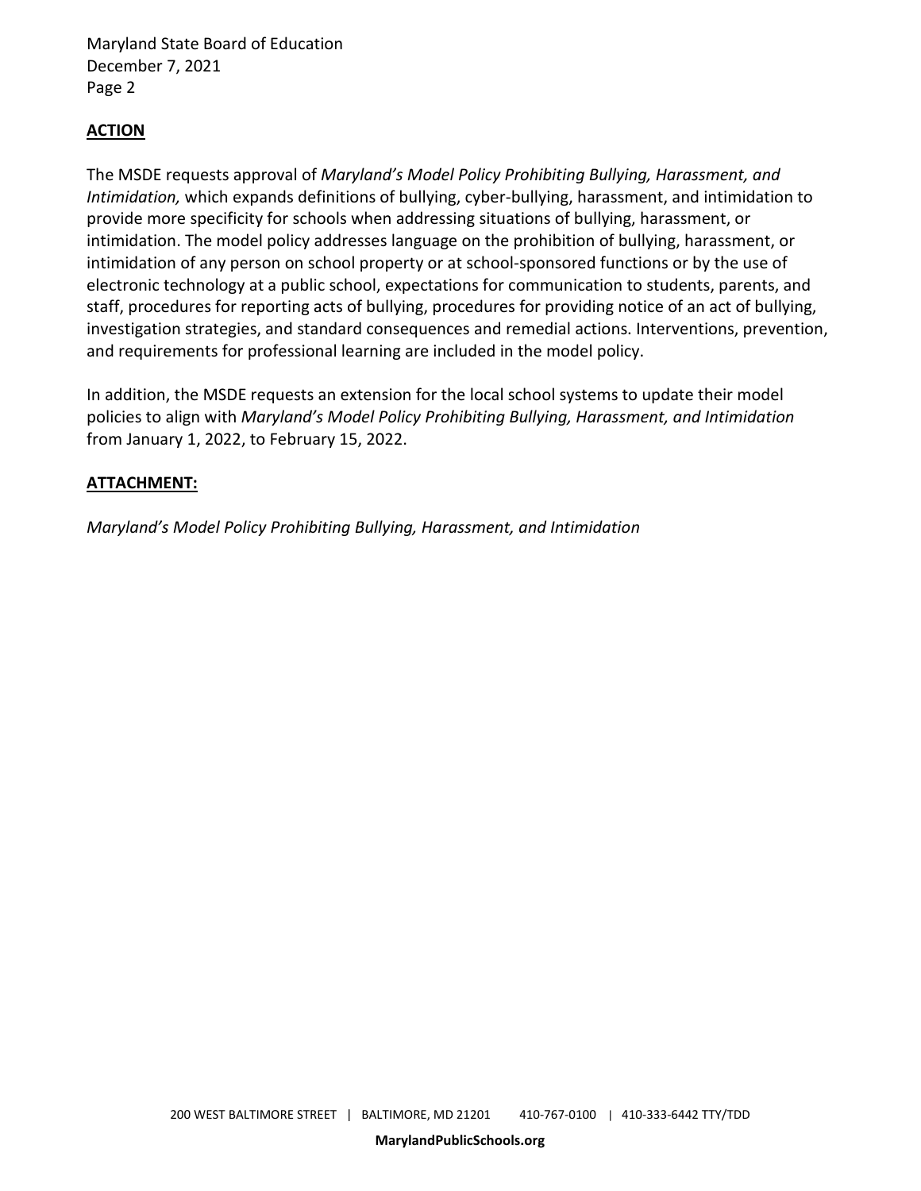## ACTION

The MSDE requests approval of *Maryland's Model Policy Prohibiting Bullying, Harassment, and Intimidation,* which expands definitions of bullying, cyber-bullying, harassment, and intimidation to provide more specificity for schools when addressing situations of bullying, harassment, or intimidation. The model policy addresses language on the prohibition of bullying, harassment, or intimidation of any person on school property or at school-sponsored functions or by the use of electronic technology at a public school, expectations for communication to students, parents, and staff, procedures for reporting acts of bullying, procedures for providing notice of an act of bullying, investigation strategies, and standard consequences and remedial actions. Interventions, prevention, and requirements for professional learning are included in the model policy.

In addition, the MSDE requests an extension for the local school systems to update their model policies to align with *Maryland's Model Policy Prohibiting Bullying, Harassment, and Intimidation* from January 1, 2022, to February 15, 2022.

## ATTACHMENT:

*Maryland's Model Policy Prohibiting Bullying, Harassment, and Intimidation*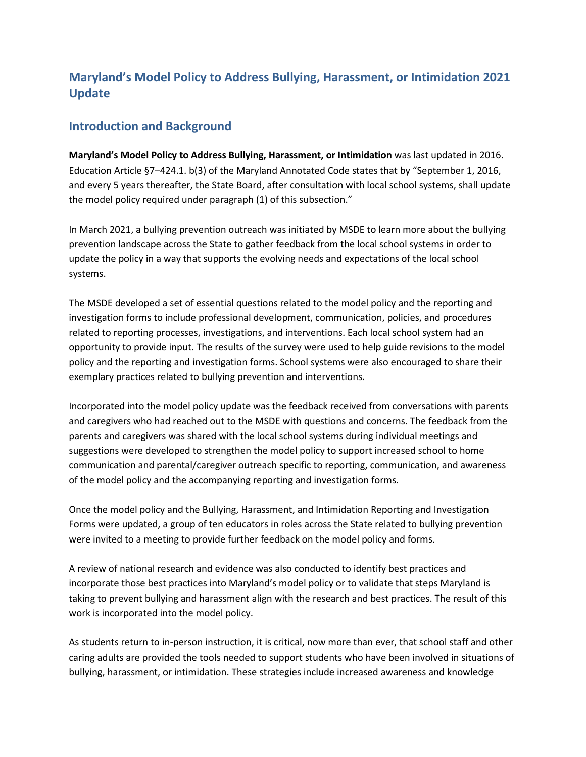# Maryland's Model Policy to Address Bullying, Harassment, or Intimidation 2021 Update

## Introduction and Background

**Maryland's Model Policy to Address Bullying, Harassment, or Intimidation** was last updated in 2016. Education Article §7–424.1. b(3) of the Maryland Annotated Code states that by "September 1, 2016, and every 5 years thereafter, the State Board, after consultation with local school systems, shall update the model policy required under paragraph (1) of this subsection."

In March 2021, a bullying prevention outreach was initiated by MSDE to learn more about the bullying prevention landscape across the State to gather feedback from the local school systems in order to update the policy in a way that supports the evolving needs and expectations of the local school systems.

The MSDE developed a set of essential questions related to the model policy and the reporting and investigation forms to include professional development, communication, policies, and procedures related to reporting processes, investigations, and interventions. Each local school system had an opportunity to provide input. The results of the survey were used to help guide revisions to the model policy and the reporting and investigation forms. School systems were also encouraged to share their exemplary practices related to bullying prevention and interventions.

Incorporated into the model policy update was the feedback received from conversations with parents and caregivers who had reached out to the MSDE with questions and concerns. The feedback from the parents and caregivers was shared with the local school systems during individual meetings and suggestions were developed to strengthen the model policy to support increased school to home communication and parental/caregiver outreach specific to reporting, communication, and awareness of the model policy and the accompanying reporting and investigation forms.

Once the model policy and the Bullying, Harassment, and Intimidation Reporting and Investigation Forms were updated, a group of ten educators in roles across the State related to bullying prevention were invited to a meeting to provide further feedback on the model policy and forms.

A review of national research and evidence was also conducted to identify best practices and incorporate those best practices into Maryland's model policy or to validate that steps Maryland is taking to prevent bullying and harassment align with the research and best practices. The result of this work is incorporated into the model policy.

As students return to in-person instruction, it is critical, now more than ever, that school staff and other caring adults are provided the tools needed to support students who have been involved in situations of bullying, harassment, or intimidation. These strategies include increased awareness and knowledge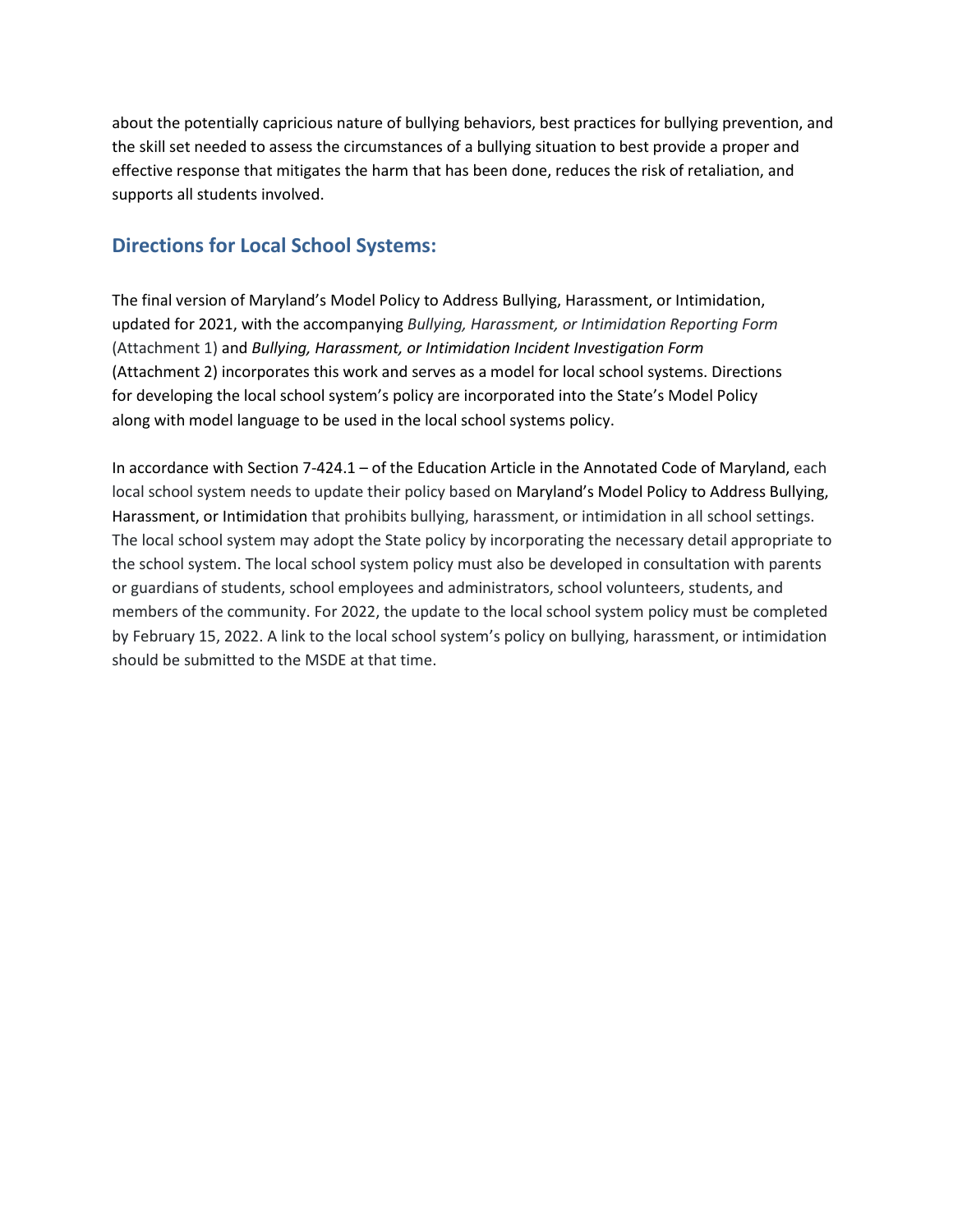about the potentially capricious nature of bullying behaviors, best practices for bullying prevention, and the skill set needed to assess the circumstances of a bullying situation to best provide a proper and effective response that mitigates the harm that has been done, reduces the risk of retaliation, and supports all students involved.

## Directions for Local School Systems:

The final version of Maryland's Model Policy to Address Bullying, Harassment, or Intimidation, updated for 2021, with the accompanying *Bullying, Harassment, or Intimidation Reporting Form* (Attachment 1) and *Bullying, Harassment, or Intimidation Incident Investigation Form* (Attachment 2) incorporates this work and serves as a model for local school systems. Directions for developing the local school system's policy are incorporated into the State's Model Policy along with model language to be used in the local school systems policy.

In accordance with Section 7-424.1 – of the Education Article in the Annotated Code of Maryland, each local school system needs to update their policy based on Maryland's Model Policy to Address Bullying, Harassment, or Intimidation that prohibits bullying, harassment, or intimidation in all school settings. The local school system may adopt the State policy by incorporating the necessary detail appropriate to the school system. The local school system policy must also be developed in consultation with parents or guardians of students, school employees and administrators, school volunteers, students, and members of the community. For 2022, the update to the local school system policy must be completed by February 15, 2022. A link to the local school system's policy on bullying, harassment, or intimidation should be submitted to the MSDE at that time.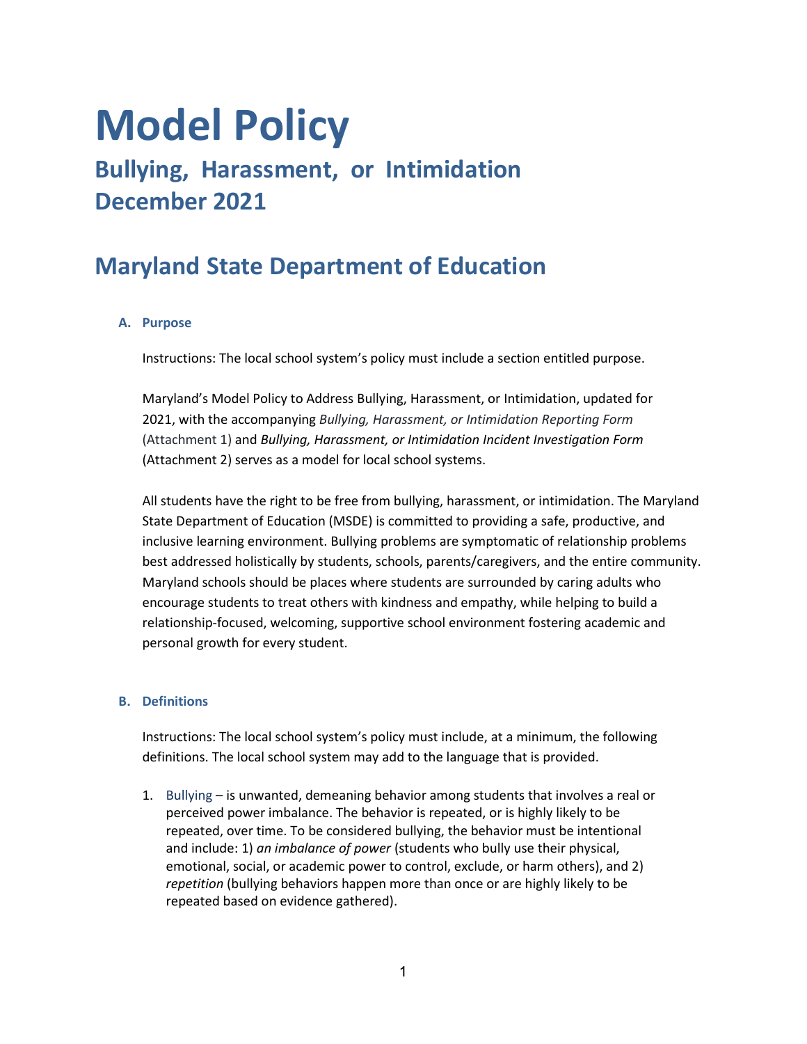# Model Policy

## Bullying, Harassment, or Intimidation December 2021

## Maryland State Department of Education

### A. Purpose

Instructions: The local school system's policy must include a section entitled purpose.

Maryland's Model Policy to Address Bullying, Harassment, or Intimidation, updated for 2021, with the accompanying *Bullying, Harassment, or Intimidation Reporting Form* (Attachment 1) and *Bullying, Harassment, or Intimidation Incident Investigation Form* (Attachment 2) serves as a model for local school systems.

All students have the right to be free from bullying, harassment, or intimidation. The Maryland State Department of Education (MSDE) is committed to providing a safe, productive, and inclusive learning environment. Bullying problems are symptomatic of relationship problems best addressed holistically by students, schools, parents/caregivers, and the entire community. Maryland schools should be places where students are surrounded by caring adults who encourage students to treat others with kindness and empathy, while helping to build a relationship-focused, welcoming, supportive school environment fostering academic and personal growth for every student.

### B. Definitions

Instructions: The local school system's policy must include, at a minimum, the following definitions. The local school system may add to the language that is provided.

1. Bullying – is unwanted, demeaning behavior among students that involves a real or perceived power imbalance. The behavior is repeated, or is highly likely to be repeated, over time. To be considered bullying, the behavior must be intentional and include: 1) *an imbalance of power* (students who bully use their physical, emotional, social, or academic power to control, exclude, or harm others), and 2) *repetition* (bullying behaviors happen more than once or are highly likely to be repeated based on evidence gathered).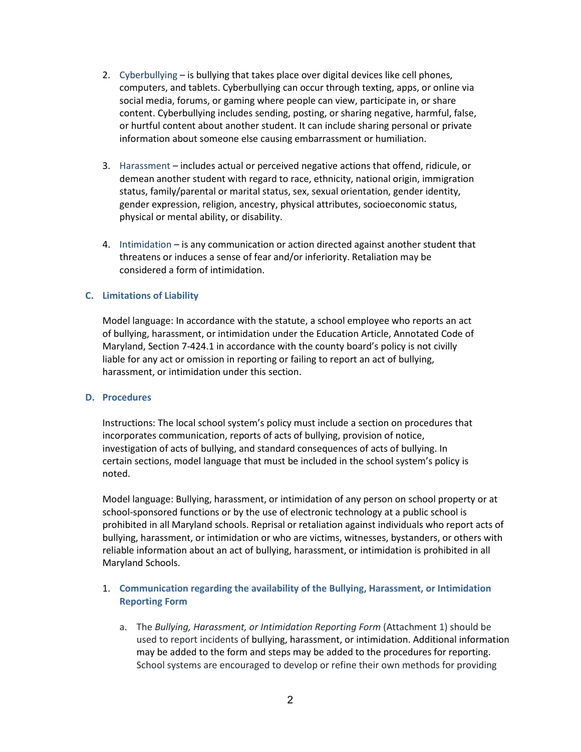2. Cyberbullying – is bullying that takes place over digital devices like cell phones, computers, and tablets. Cyberbullying can occur through texting, apps, or online via social media, forums, or gaming where people can view, participate in, or share content. Cyberbullying includes sending, posting, or sharing negative, harmful, false, or hurtful content about another student. It can include sharing personal or private information about someone else causing embarrassment or humiliation.

3. Harassment – includes actual or perceived negative actions that offend, ridicule, or demean another student with regard to race, ethnicity, national origin, immigration status, family/parental or marital status, sex, sexual orientation, gender identity, gender expression, religion, ancestry, physical attributes, socioeconomic status, physical or mental ability, or disability.

4. Intimidation – is any communication or action directed against another student that threatens or induces a sense of fear and/or inferiority. Retaliation may be considered a form of intimidation.

### C. Limitations of Liability

Model language: In accordance with the statute, a school employee who reports an act of bullying, harassment, or intimidation under the Education Article, Annotated Code of Maryland, Section 7-424.1 in accordance with the county board's policy is not civilly liable for any act or omission in reporting or failing to report an act of bullying, harassment, or intimidation under this section.

### D. Procedures

Instructions: The local school system's policy must include a section on procedures that incorporates communication, reports of acts of bullying, provision of notice, investigation of acts of bullying, and standard consequences of acts of bullying. In certain sections, model language that must be included in the school system's policy is noted.

Model language: Bullying, harassment, or intimidation of any person on school property or at school-sponsored functions or by the use of electronic technology at a public school is prohibited in all Maryland schools. Reprisal or retaliation against individuals who report acts of bullying, harassment, or intimidation or who are victims, witnesses, bystanders, or others with reliable information about an act of bullying, harassment, or intimidation is prohibited in all Maryland Schools.

1. **Communication regarding the availability of the Bullying, Harassment, or Intimidation Reporting Form**

   a. The *Bullying, Harassment, or Intimidation Reporting Form* (Attachment 1) should be used to report incidents of bullying, harassment, or intimidation. Additional information may be added to the form and steps may be added to the procedures for reporting. School systems are encouraged to develop or refine their own methods for providing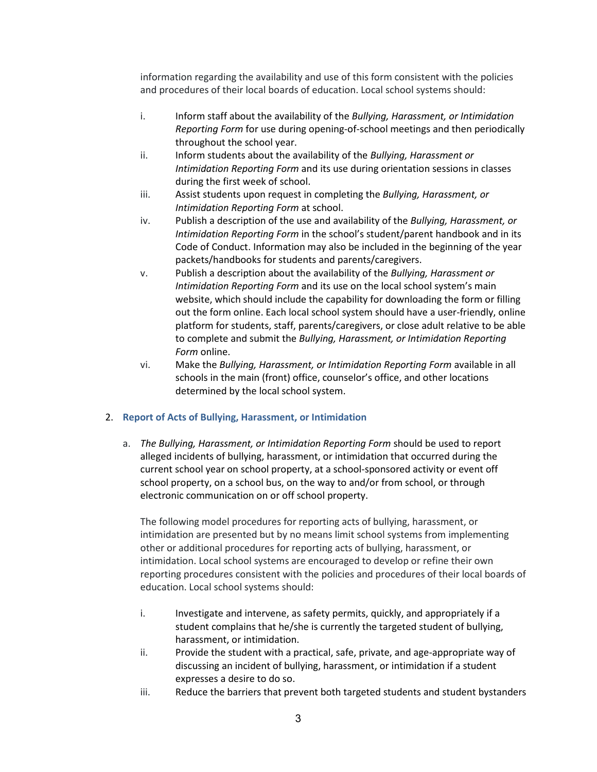information regarding the availability and use of this form consistent with the policies and procedures of their local boards of education. Local school systems should:

i. Inform staff about the availability of the *Bullying, Harassment, or Intimidation Reporting Form* for use during opening-of-school meetings and then periodically throughout the school year.

ii. Inform students about the availability of the *Bullying, Harassment or Intimidation Reporting Form* and its use during orientation sessions in classes during the first week of school.

iii. Assist students upon request in completing the *Bullying, Harassment, or Intimidation Reporting Form* at school.

iv. Publish a description of the use and availability of the *Bullying, Harassment, or Intimidation Reporting Form* in the school's student/parent handbook and in its Code of Conduct. Information may also be included in the beginning of the year packets/handbooks for students and parents/caregivers.

v. Publish a description about the availability of the *Bullying, Harassment or Intimidation Reporting Form* and its use on the local school system's main website, which should include the capability for downloading the form or filling out the form online. Each local school system should have a user-friendly, online platform for students, staff, parents/caregivers, or close adult relative to be able to complete and submit the *Bullying, Harassment, or Intimidation Reporting Form* online.

vi. Make the *Bullying, Harassment, or Intimidation Reporting Form* available in all schools in the main (front) office, counselor's office, and other locations determined by the local school system.

## 2. Report of Acts of Bullying, Harassment, or Intimidation

a. *The Bullying, Harassment, or Intimidation Reporting Form* should be used to report alleged incidents of bullying, harassment, or intimidation that occurred during the current school year on school property, at a school-sponsored activity or event off school property, on a school bus, on the way to and/or from school, or through electronic communication on or off school property.

The following model procedures for reporting acts of bullying, harassment, or intimidation are presented but by no means limit school systems from implementing other or additional procedures for reporting acts of bullying, harassment, or intimidation. Local school systems are encouraged to develop or refine their own reporting procedures consistent with the policies and procedures of their local boards of education. Local school systems should:

i. Investigate and intervene, as safety permits, quickly, and appropriately if a student complains that he/she is currently the targeted student of bullying, harassment, or intimidation.

ii. Provide the student with a practical, safe, private, and age-appropriate way of discussing an incident of bullying, harassment, or intimidation if a student expresses a desire to do so.

iii. Reduce the barriers that prevent both targeted students and student bystanders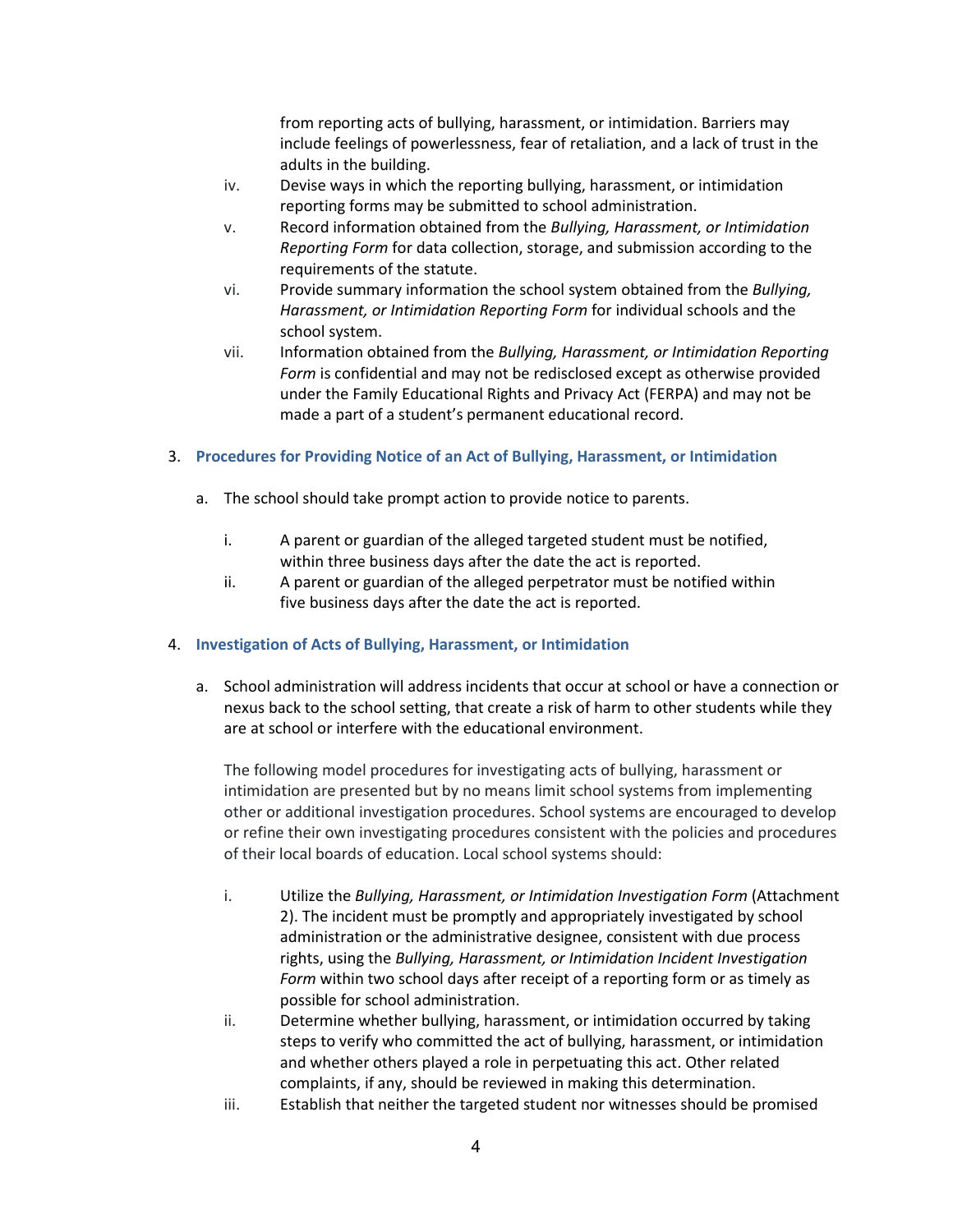from reporting acts of bullying, harassment, or intimidation. Barriers may include feelings of powerlessness, fear of retaliation, and a lack of trust in the adults in the building.

iv. Devise ways in which the reporting bullying, harassment, or intimidation reporting forms may be submitted to school administration.

v. Record information obtained from the *Bullying, Harassment, or Intimidation Reporting Form* for data collection, storage, and submission according to the requirements of the statute.

vi. Provide summary information the school system obtained from the *Bullying, Harassment, or Intimidation Reporting Form* for individual schools and the school system.

vii. Information obtained from the *Bullying, Harassment, or Intimidation Reporting Form* is confidential and may not be redisclosed except as otherwise provided under the Family Educational Rights and Privacy Act (FERPA) and may not be made a part of a student's permanent educational record.

### 3. Procedures for Providing Notice of an Act of Bullying, Harassment, or Intimidation

a. The school should take prompt action to provide notice to parents.

i. A parent or guardian of the alleged targeted student must be notified, within three business days after the date the act is reported.

ii. A parent or guardian of the alleged perpetrator must be notified within five business days after the date the act is reported.

### 4. Investigation of Acts of Bullying, Harassment, or Intimidation

a. School administration will address incidents that occur at school or have a connection or nexus back to the school setting, that create a risk of harm to other students while they are at school or interfere with the educational environment.

The following model procedures for investigating acts of bullying, harassment or intimidation are presented but by no means limit school systems from implementing other or additional investigation procedures. School systems are encouraged to develop or refine their own investigating procedures consistent with the policies and procedures of their local boards of education. Local school systems should:

i. Utilize the *Bullying, Harassment, or Intimidation Investigation Form* (Attachment 2). The incident must be promptly and appropriately investigated by school administration or the administrative designee, consistent with due process rights, using the *Bullying, Harassment, or Intimidation Incident Investigation Form* within two school days after receipt of a reporting form or as timely as possible for school administration.

ii. Determine whether bullying, harassment, or intimidation occurred by taking steps to verify who committed the act of bullying, harassment, or intimidation and whether others played a role in perpetuating this act. Other related complaints, if any, should be reviewed in making this determination.

iii. Establish that neither the targeted student nor witnesses should be promised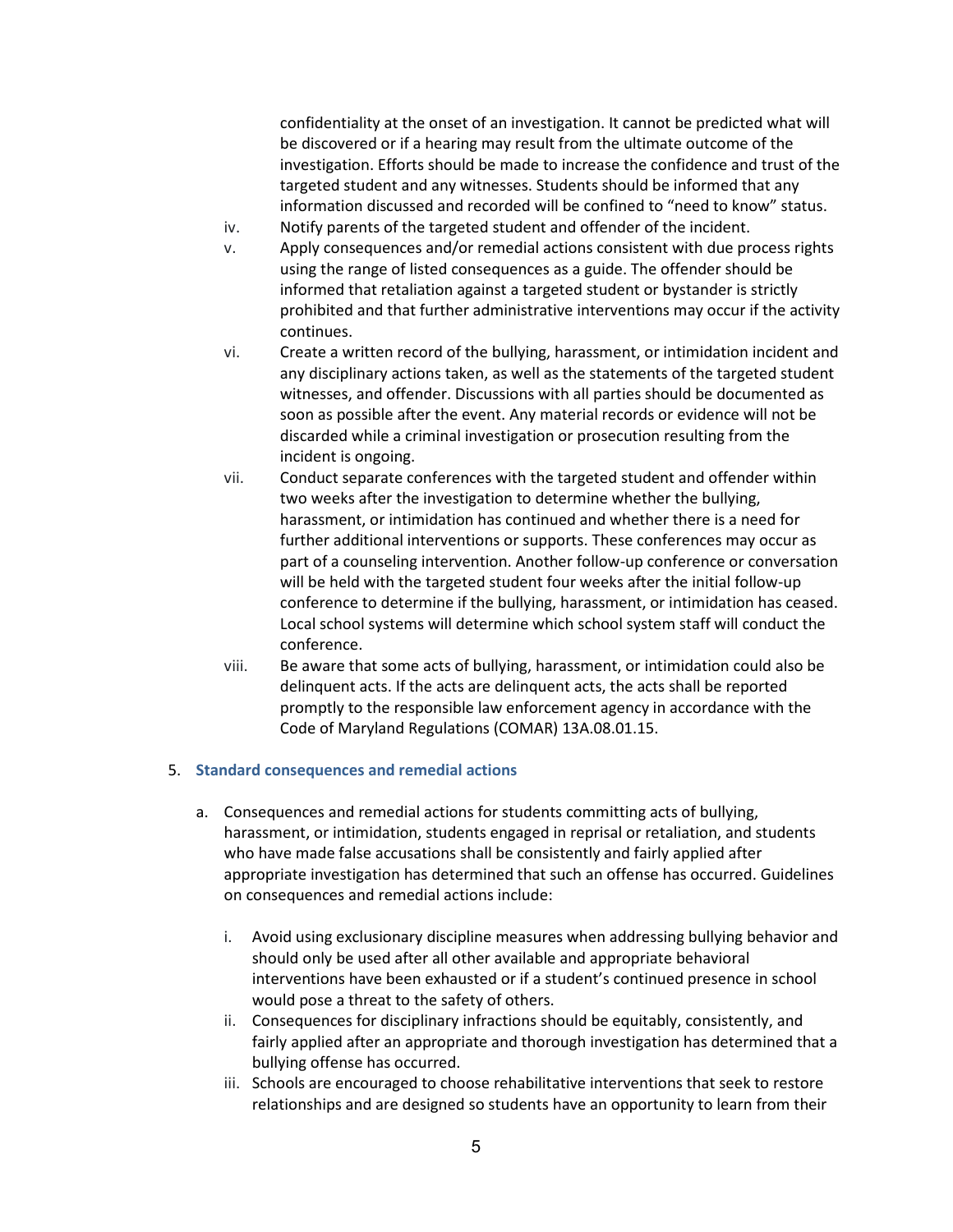confidentiality at the onset of an investigation. It cannot be predicted what will be discovered or if a hearing may result from the ultimate outcome of the investigation. Efforts should be made to increase the confidence and trust of the targeted student and any witnesses. Students should be informed that any information discussed and recorded will be confined to "need to know" status.

iv. Notify parents of the targeted student and offender of the incident.

v. Apply consequences and/or remedial actions consistent with due process rights using the range of listed consequences as a guide. The offender should be informed that retaliation against a targeted student or bystander is strictly prohibited and that further administrative interventions may occur if the activity continues.

vi. Create a written record of the bullying, harassment, or intimidation incident and any disciplinary actions taken, as well as the statements of the targeted student witnesses, and offender. Discussions with all parties should be documented as soon as possible after the event. Any material records or evidence will not be discarded while a criminal investigation or prosecution resulting from the incident is ongoing.

vii. Conduct separate conferences with the targeted student and offender within two weeks after the investigation to determine whether the bullying, harassment, or intimidation has continued and whether there is a need for further additional interventions or supports. These conferences may occur as part of a counseling intervention. Another follow-up conference or conversation will be held with the targeted student four weeks after the initial follow-up conference to determine if the bullying, harassment, or intimidation has ceased. Local school systems will determine which school system staff will conduct the conference.

viii. Be aware that some acts of bullying, harassment, or intimidation could also be delinquent acts. If the acts are delinquent acts, the acts shall be reported promptly to the responsible law enforcement agency in accordance with the Code of Maryland Regulations (COMAR) 13A.08.01.15.

5. **Standard consequences and remedial actions**

   a. Consequences and remedial actions for students committing acts of bullying, harassment, or intimidation, students engaged in reprisal or retaliation, and students who have made false accusations shall be consistently and fairly applied after appropriate investigation has determined that such an offense has occurred. Guidelines on consequences and remedial actions include:

      i. Avoid using exclusionary discipline measures when addressing bullying behavior and should only be used after all other available and appropriate behavioral interventions have been exhausted or if a student's continued presence in school would pose a threat to the safety of others.

      ii. Consequences for disciplinary infractions should be equitably, consistently, and fairly applied after an appropriate and thorough investigation has determined that a bullying offense has occurred.

      iii. Schools are encouraged to choose rehabilitative interventions that seek to restore relationships and are designed so students have an opportunity to learn from their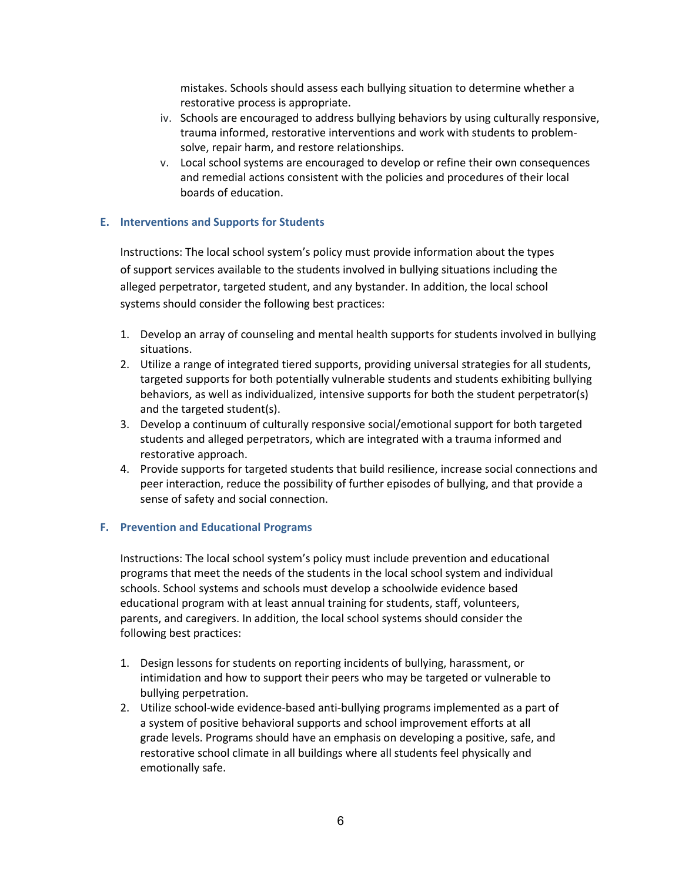mistakes. Schools should assess each bullying situation to determine whether a restorative process is appropriate.

iv. Schools are encouraged to address bullying behaviors by using culturally responsive, trauma informed, restorative interventions and work with students to problem-solve, repair harm, and restore relationships.

v. Local school systems are encouraged to develop or refine their own consequences and remedial actions consistent with the policies and procedures of their local boards of education.

### E. Interventions and Supports for Students

Instructions: The local school system's policy must provide information about the types of support services available to the students involved in bullying situations including the alleged perpetrator, targeted student, and any bystander. In addition, the local school systems should consider the following best practices:

1. Develop an array of counseling and mental health supports for students involved in bullying situations.
2. Utilize a range of integrated tiered supports, providing universal strategies for all students, targeted supports for both potentially vulnerable students and students exhibiting bullying behaviors, as well as individualized, intensive supports for both the student perpetrator(s) and the targeted student(s).
3. Develop a continuum of culturally responsive social/emotional support for both targeted students and alleged perpetrators, which are integrated with a trauma informed and restorative approach.
4. Provide supports for targeted students that build resilience, increase social connections and peer interaction, reduce the possibility of further episodes of bullying, and that provide a sense of safety and social connection.

### F. Prevention and Educational Programs

Instructions: The local school system's policy must include prevention and educational programs that meet the needs of the students in the local school system and individual schools. School systems and schools must develop a schoolwide evidence based educational program with at least annual training for students, staff, volunteers, parents, and caregivers. In addition, the local school systems should consider the following best practices:

1. Design lessons for students on reporting incidents of bullying, harassment, or intimidation and how to support their peers who may be targeted or vulnerable to bullying perpetration.
2. Utilize school-wide evidence-based anti-bullying programs implemented as a part of a system of positive behavioral supports and school improvement efforts at all grade levels. Programs should have an emphasis on developing a positive, safe, and restorative school climate in all buildings where all students feel physically and emotionally safe.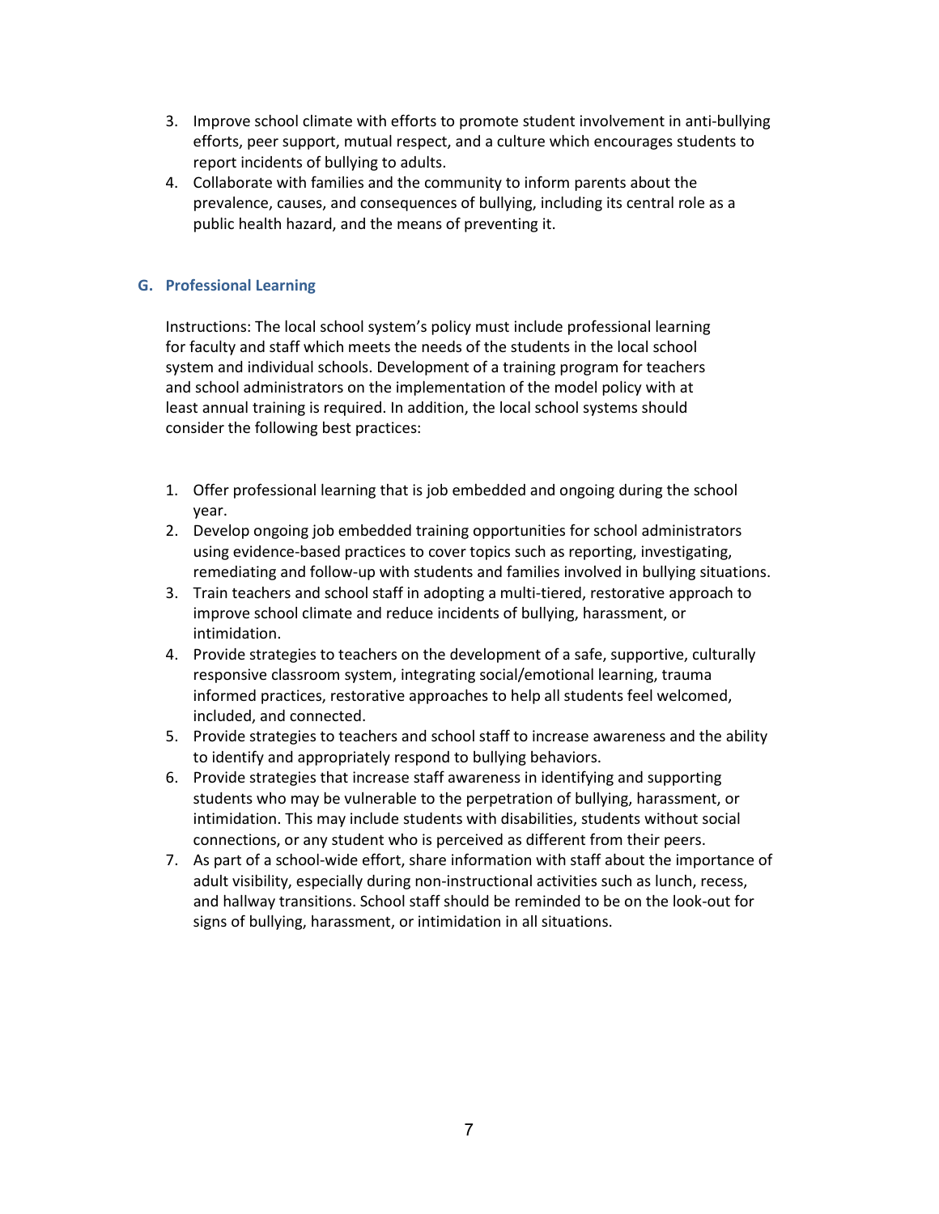3. Improve school climate with efforts to promote student involvement in anti-bullying efforts, peer support, mutual respect, and a culture which encourages students to report incidents of bullying to adults.
4. Collaborate with families and the community to inform parents about the prevalence, causes, and consequences of bullying, including its central role as a public health hazard, and the means of preventing it.

## G. Professional Learning

Instructions: The local school system's policy must include professional learning for faculty and staff which meets the needs of the students in the local school system and individual schools. Development of a training program for teachers and school administrators on the implementation of the model policy with at least annual training is required. In addition, the local school systems should consider the following best practices:

1. Offer professional learning that is job embedded and ongoing during the school year.
2. Develop ongoing job embedded training opportunities for school administrators using evidence-based practices to cover topics such as reporting, investigating, remediating and follow-up with students and families involved in bullying situations.
3. Train teachers and school staff in adopting a multi-tiered, restorative approach to improve school climate and reduce incidents of bullying, harassment, or intimidation.
4. Provide strategies to teachers on the development of a safe, supportive, culturally responsive classroom system, integrating social/emotional learning, trauma informed practices, restorative approaches to help all students feel welcomed, included, and connected.
5. Provide strategies to teachers and school staff to increase awareness and the ability to identify and appropriately respond to bullying behaviors.
6. Provide strategies that increase staff awareness in identifying and supporting students who may be vulnerable to the perpetration of bullying, harassment, or intimidation. This may include students with disabilities, students without social connections, or any student who is perceived as different from their peers.
7. As part of a school-wide effort, share information with staff about the importance of adult visibility, especially during non-instructional activities such as lunch, recess, and hallway transitions. School staff should be reminded to be on the look-out for signs of bullying, harassment, or intimidation in all situations.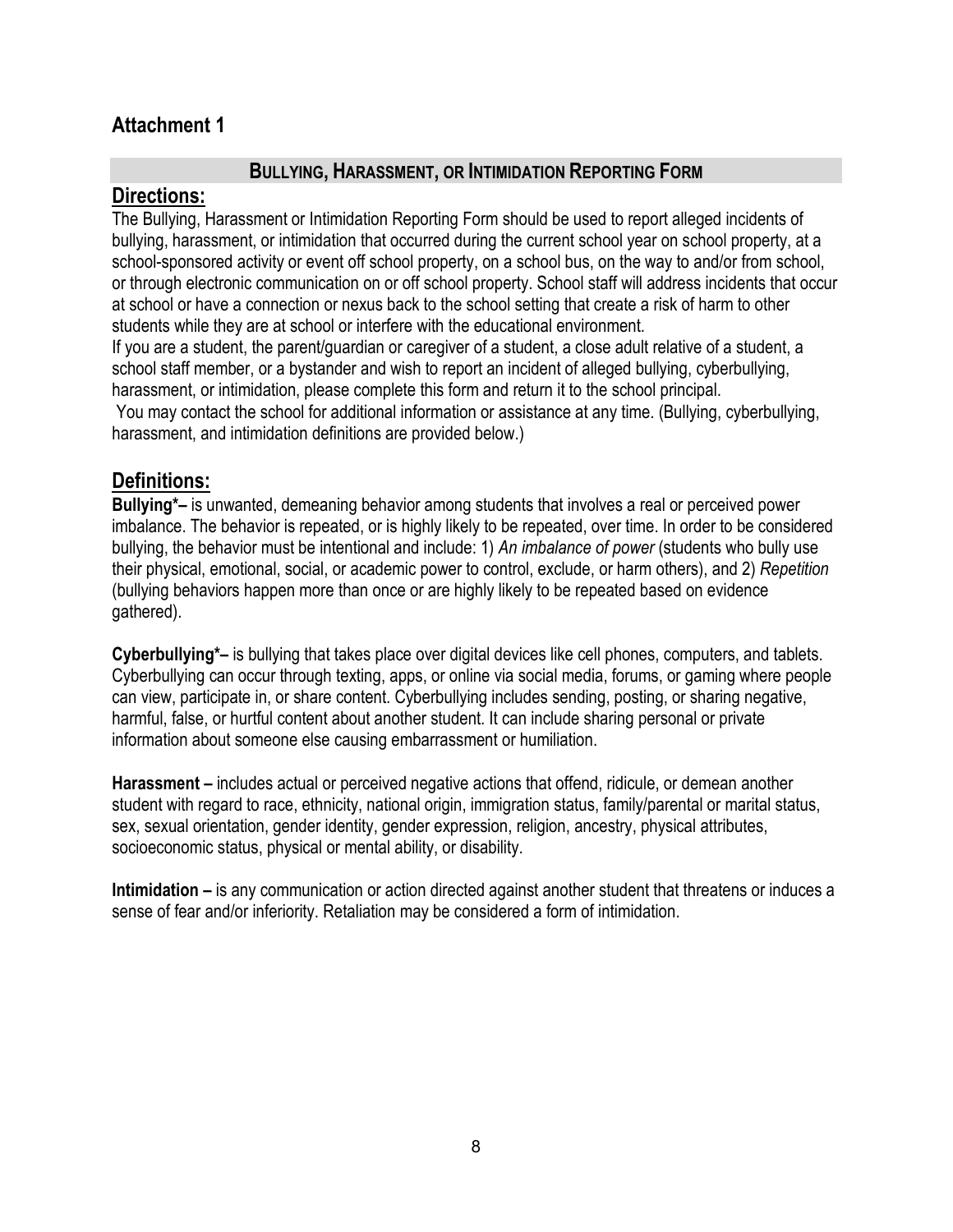## Attachment 1

### BULLYING, HARASSMENT, OR INTIMIDATION REPORTING FORM

## Directions:

The Bullying, Harassment or Intimidation Reporting Form should be used to report alleged incidents of bullying, harassment, or intimidation that occurred during the current school year on school property, at a school-sponsored activity or event off school property, on a school bus, on the way to and/or from school, or through electronic communication on or off school property. School staff will address incidents that occur at school or have a connection or nexus back to the school setting that create a risk of harm to other students while they are at school or interfere with the educational environment.

If you are a student, the parent/guardian or caregiver of a student, a close adult relative of a student, a school staff member, or a bystander and wish to report an incident of alleged bullying, cyberbullying, harassment, or intimidation, please complete this form and return it to the school principal.

You may contact the school for additional information or assistance at any time. (Bullying, cyberbullying, harassment, and intimidation definitions are provided below.)

## Definitions:

**Bullying*–** is unwanted, demeaning behavior among students that involves a real or perceived power imbalance. The behavior is repeated, or is highly likely to be repeated, over time. In order to be considered bullying, the behavior must be intentional and include: 1) *An imbalance of power* (students who bully use their physical, emotional, social, or academic power to control, exclude, or harm others), and 2) *Repetition* (bullying behaviors happen more than once or are highly likely to be repeated based on evidence gathered).

**Cyberbullying*–** is bullying that takes place over digital devices like cell phones, computers, and tablets. Cyberbullying can occur through texting, apps, or online via social media, forums, or gaming where people can view, participate in, or share content. Cyberbullying includes sending, posting, or sharing negative, harmful, false, or hurtful content about another student. It can include sharing personal or private information about someone else causing embarrassment or humiliation.

**Harassment –** includes actual or perceived negative actions that offend, ridicule, or demean another student with regard to race, ethnicity, national origin, immigration status, family/parental or marital status, sex, sexual orientation, gender identity, gender expression, religion, ancestry, physical attributes, socioeconomic status, physical or mental ability, or disability.

**Intimidation –** is any communication or action directed against another student that threatens or induces a sense of fear and/or inferiority. Retaliation may be considered a form of intimidation.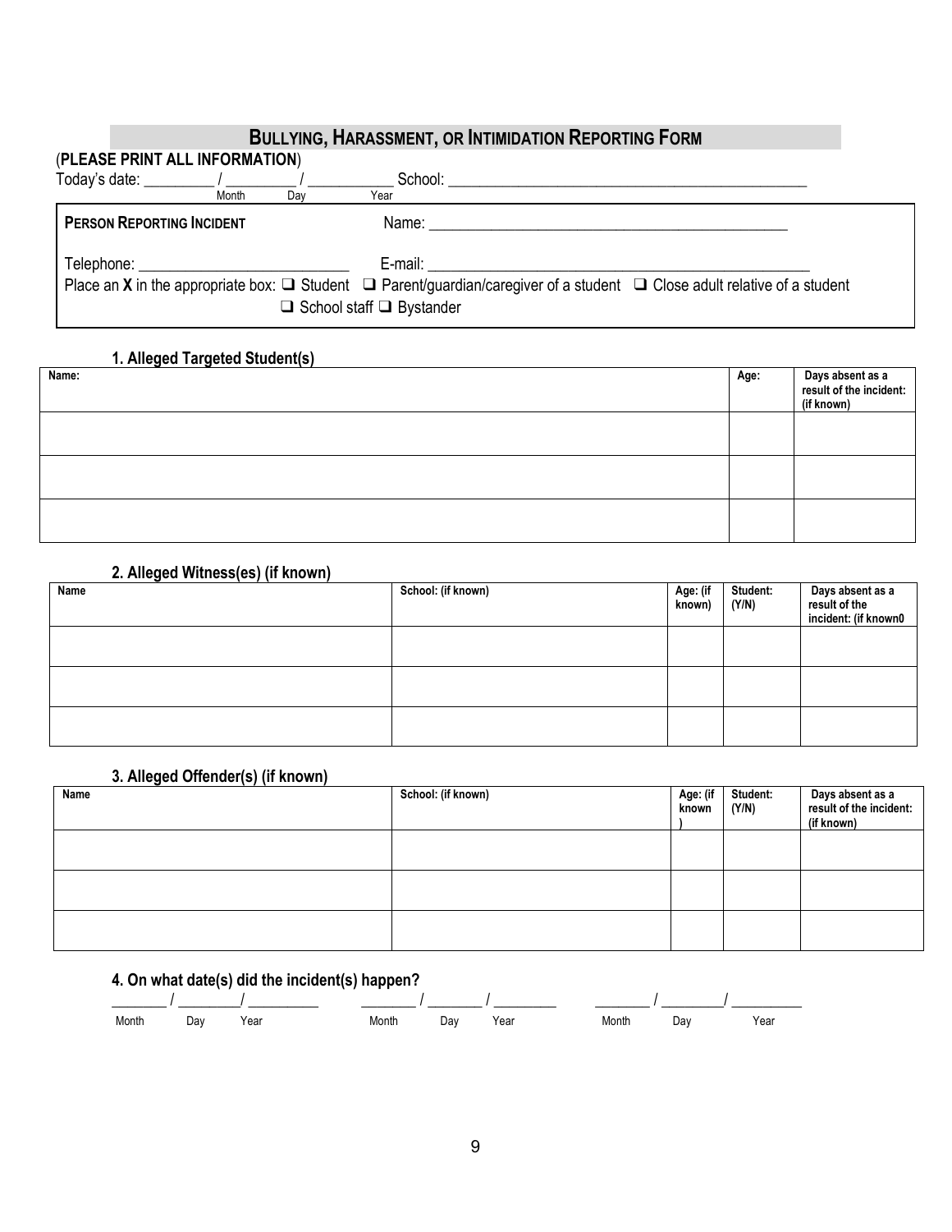# BULLYING, HARASSMENT, OR INTIMIDATION REPORTING FORM

(**PLEASE PRINT ALL INFORMATION**)

Today's date: _________ / _________ / ___________ School: _______________________________________________
Month Day Year

**PERSON REPORTING INCIDENT** Name: _______________________________________________

Telephone: ___________________________ E-mail: _______________________________________________

Place an **X** in the appropriate box: ❑ Student ❑ Parent/guardian/caregiver of a student ❑ Close adult relative of a student ❑ School staff ❑ Bystander

### 1. Alleged Targeted Student(s)

| Name: | Age: | Days absent as a result of the incident: (if known) |
|---|---|---|
| | | |
| | | |
| | | |

### 2. Alleged Witness(es) (if known)

| Name | School: (if known) | Age: (if known) | Student: (Y/N) | Days absent as a result of the incident: (if known0 |
|---|---|---|---|---|
| | | | | |
| | | | | |
| | | | | |

### 3. Alleged Offender(s) (if known)

| Name | School: (if known) | Age: (if known ) | Student: (Y/N) | Days absent as a result of the incident: (if known) |
|---|---|---|---|---|
| | | | | |
| | | | | |
| | | | | |

### 4. On what date(s) did the incident(s) happen?

_______ / ________/ _________ _______ / _______ / ________ _______ / ________/ _________
Month Day Year Month Day Year Month Day Year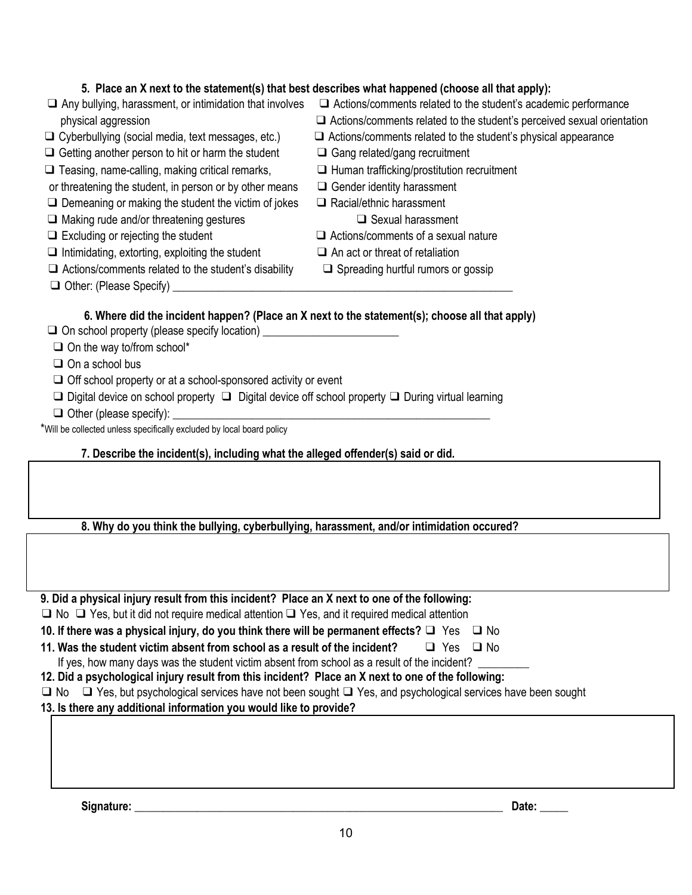**5. Place an X next to the statement(s) that best describes what happened (choose all that apply):**

- ❑ Any bullying, harassment, or intimidation that involves physical aggression
- ❑ Cyberbullying (social media, text messages, etc.)
- ❑ Getting another person to hit or harm the student
- ❑ Teasing, name-calling, making critical remarks, or threatening the student, in person or by other means
- ❑ Demeaning or making the student the victim of jokes
- ❑ Making rude and/or threatening gestures
- ❑ Excluding or rejecting the student
- ❑ Intimidating, extorting, exploiting the student
- ❑ Actions/comments related to the student's disability
- ❑ Actions/comments related to the student's academic performance
- ❑ Actions/comments related to the student's perceived sexual orientation
- ❑ Actions/comments related to the student's physical appearance
- ❑ Gang related/gang recruitment
- ❑ Human trafficking/prostitution recruitment
- ❑ Gender identity harassment
- ❑ Racial/ethnic harassment
- ❑ Sexual harassment
- ❑ Actions/comments of a sexual nature
- ❑ An act or threat of retaliation
- ❑ Spreading hurtful rumors or gossip
- ❑ Other: (Please Specify) ____________________________________________________________

**6. Where did the incident happen? (Place an X next to the statement(s); choose all that apply)**

- ❑ On school property (please specify location) ________________________
- ❑ On the way to/from school*
- ❑ On a school bus
- ❑ Off school property or at a school-sponsored activity or event
- ❑ Digital device on school property ❑ Digital device off school property ❑ During virtual learning
- ❑ Other (please specify): ________________________________________________________

*Will be collected unless specifically excluded by local board policy

**7. Describe the incident(s), including what the alleged offender(s) said or did.**

| |
|---|
| |

**8. Why do you think the bullying, cyberbullying, harassment, and/or intimidation occured?**

| |
|---|
| |

**9. Did a physical injury result from this incident? Place an X next to one of the following:**

❑ No ❑ Yes, but it did not require medical attention ❑ Yes, and it required medical attention

**10. If there was a physical injury, do you think there will be permanent effects?** ❑ Yes ❑ No

**11. Was the student victim absent from school as a result of the incident?** ❑ Yes ❑ No

If yes, how many days was the student victim absent from school as a result of the incident? _________

**12. Did a psychological injury result from this incident? Place an X next to one of the following:**

❑ No ❑ Yes, but psychological services have not been sought ❑ Yes, and psychological services have been sought

**13. Is there any additional information you would like to provide?**

| |
|---|
| |

**Signature:** ____________________________________________________________________ **Date:** _____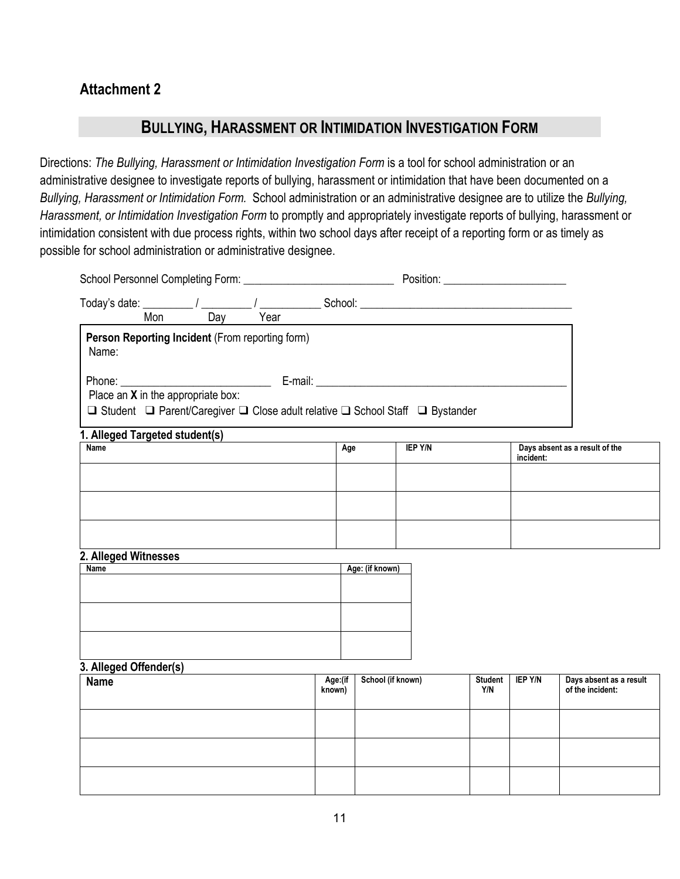## Attachment 2

# Bullying, Harassment or Intimidation Investigation Form

Directions: *The Bullying, Harassment or Intimidation Investigation Form* is a tool for school administration or an administrative designee to investigate reports of bullying, harassment or intimidation that have been documented on a *Bullying, Harassment or Intimidation Form.* School administration or an administrative designee are to utilize the *Bullying, Harassment, or Intimidation Investigation Form* to promptly and appropriately investigate reports of bullying, harassment or intimidation consistent with due process rights, within two school days after receipt of a reporting form or as timely as possible for school administration or administrative designee.

School Personnel Completing Form: ___________________________ Position: ______________________

Today's date: _________ / _________ / ___________ School: ______________________________________
Mon Day Year

**Person Reporting Incident** (From reporting form)
Name:

Phone: ___________________________ E-mail: ______________________________________________

Place an **X** in the appropriate box:

❑ Student ❑ Parent/Caregiver ❑ Close adult relative ❑ School Staff ❑ Bystander

**1. Alleged Targeted student(s)**

| Name | Age | IEP Y/N | Days absent as a result of the incident: |
|---|---|---|---|
| | | | |
| | | | |
| | | | |

**2. Alleged Witnesses**

| Name | Age: (if known) |
|---|---|
| | |
| | |
| | |

**3. Alleged Offender(s)**

| Name | Age:(if known) | School (if known) | Student Y/N | IEP Y/N | Days absent as a result of the incident: |
|---|---|---|---|---|---|
| | | | | | |
| | | | | | |
| | | | | | |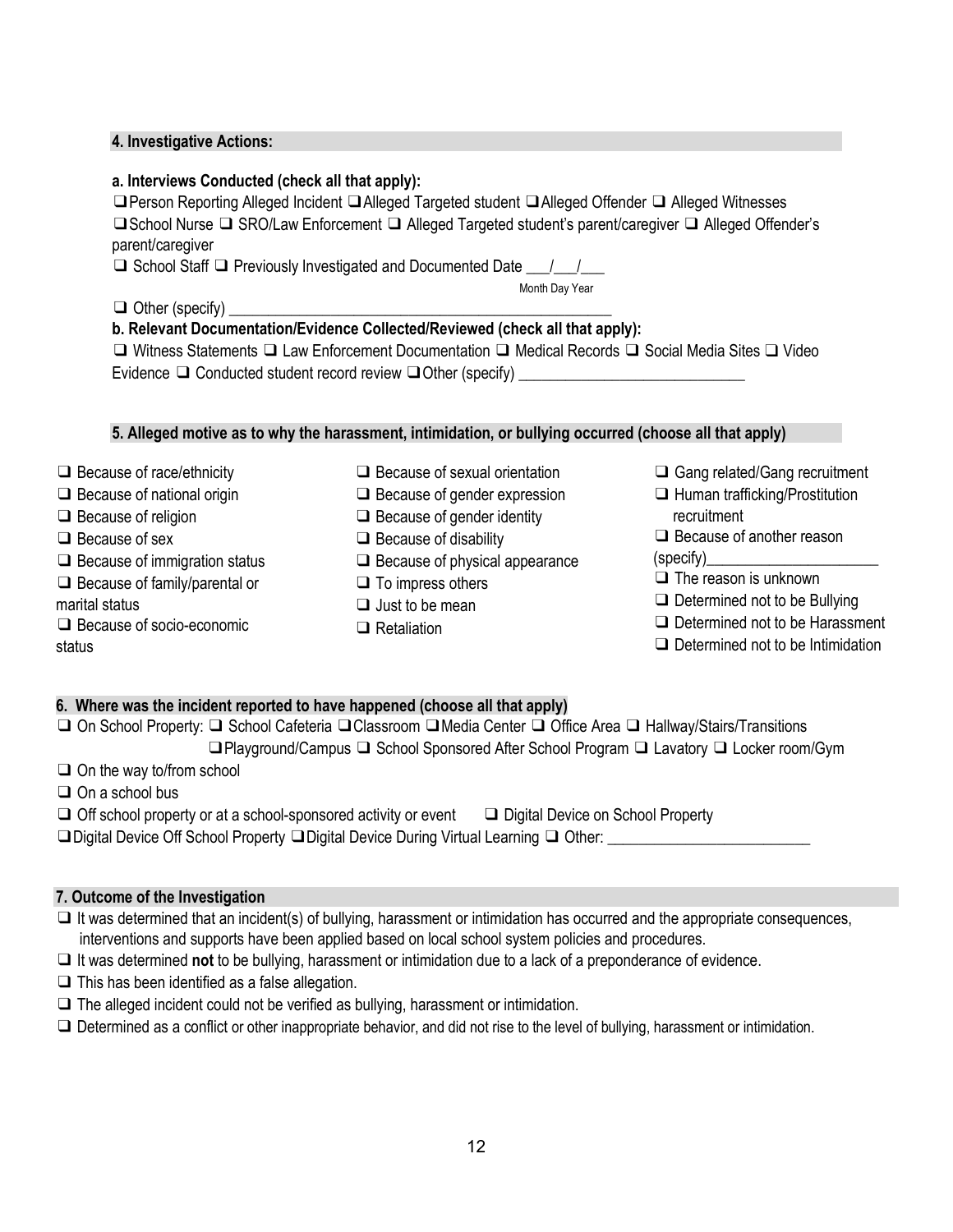### 4. Investigative Actions:

**a. Interviews Conducted (check all that apply):**

❑ Person Reporting Alleged Incident ❑ Alleged Targeted student ❑ Alleged Offender ❑ Alleged Witnesses ❑ School Nurse ❑ SRO/Law Enforcement ❑ Alleged Targeted student's parent/caregiver ❑ Alleged Offender's parent/caregiver

❑ School Staff ❑ Previously Investigated and Documented Date ___/___/___
Month Day Year

❑ Other (specify) ___________________________________________________

**b. Relevant Documentation/Evidence Collected/Reviewed (check all that apply):**

❑ Witness Statements ❑ Law Enforcement Documentation ❑ Medical Records ❑ Social Media Sites ❑ Video Evidence ❑ Conducted student record review ❑ Other (specify) _____________________________

### 5. Alleged motive as to why the harassment, intimidation, or bullying occurred (choose all that apply)

- ❑ Because of race/ethnicity
- ❑ Because of national origin
- ❑ Because of religion
- ❑ Because of sex
- ❑ Because of immigration status
- ❑ Because of family/parental or marital status
- ❑ Because of socio-economic status
- ❑ Because of sexual orientation
- ❑ Because of gender expression
- ❑ Because of gender identity
- ❑ Because of disability
- ❑ Because of physical appearance
- ❑ To impress others
- ❑ Just to be mean
- ❑ Retaliation
- ❑ Gang related/Gang recruitment
- ❑ Human trafficking/Prostitution recruitment
- ❑ Because of another reason (specify)______________________
- ❑ The reason is unknown
- ❑ Determined not to be Bullying
- ❑ Determined not to be Harassment
- ❑ Determined not to be Intimidation

### 6. Where was the incident reported to have happened (choose all that apply)

❑ On School Property: ❑ School Cafeteria ❑ Classroom ❑ Media Center ❑ Office Area ❑ Hallway/Stairs/Transitions ❑ Playground/Campus ❑ School Sponsored After School Program ❑ Lavatory ❑ Locker room/Gym

❑ On the way to/from school

❑ On a school bus

❑ Off school property or at a school-sponsored activity or event ❑ Digital Device on School Property

❑ Digital Device Off School Property ❑ Digital Device During Virtual Learning ❑ Other: __________________________

### 7. Outcome of the Investigation

- ❑ It was determined that an incident(s) of bullying, harassment or intimidation has occurred and the appropriate consequences, interventions and supports have been applied based on local school system policies and procedures.
- ❑ It was determined **not** to be bullying, harassment or intimidation due to a lack of a preponderance of evidence.
- ❑ This has been identified as a false allegation.
- ❑ The alleged incident could not be verified as bullying, harassment or intimidation.
- ❑ Determined as a conflict or other inappropriate behavior, and did not rise to the level of bullying, harassment or intimidation.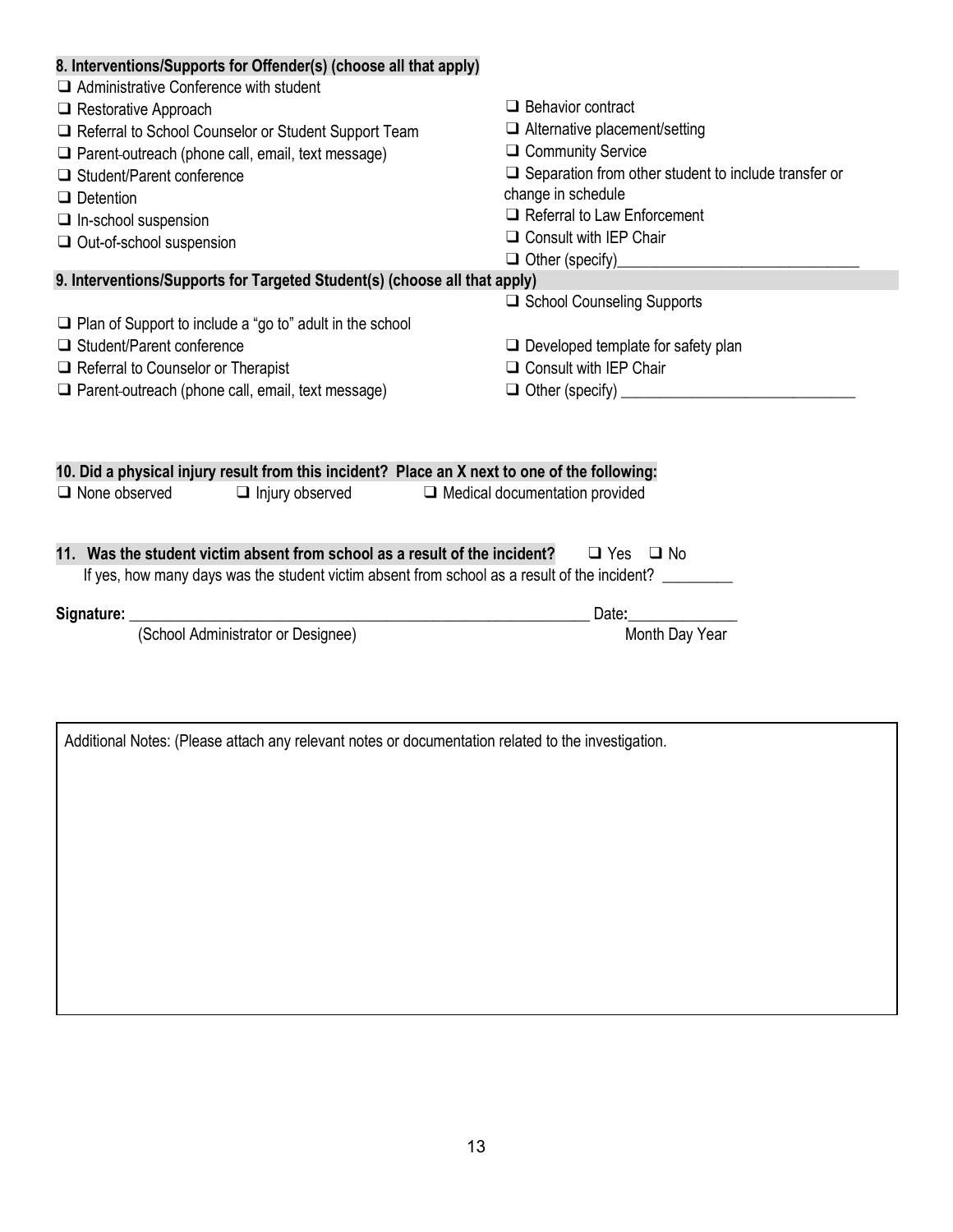**8. Interventions/Supports for Offender(s) (choose all that apply)**

- ❑ Administrative Conference with student
- ❑ Restorative Approach
- ❑ Referral to School Counselor or Student Support Team
- ❑ Parent-outreach (phone call, email, text message)
- ❑ Student/Parent conference
- ❑ Detention
- ❑ In-school suspension
- ❑ Out-of-school suspension
- ❑ Behavior contract
- ❑ Alternative placement/setting
- ❑ Community Service
- ❑ Separation from other student to include transfer or change in schedule
- ❑ Referral to Law Enforcement
- ❑ Consult with IEP Chair
- ❑ Other (specify)______________________________

**9. Interventions/Supports for Targeted Student(s) (choose all that apply)**

- ❑ Plan of Support to include a "go to" adult in the school
- ❑ Student/Parent conference
- ❑ Referral to Counselor or Therapist
- ❑ Parent-outreach (phone call, email, text message)
- ❑ School Counseling Supports
- ❑ Developed template for safety plan
- ❑ Consult with IEP Chair
- ❑ Other (specify) ______________________________

**10. Did a physical injury result from this incident? Place an X next to one of the following:**

❑ None observed ❑ Injury observed ❑ Medical documentation provided

**11. Was the student victim absent from school as a result of the incident?** ❑ Yes ❑ No

If yes, how many days was the student victim absent from school as a result of the incident? _________

**Signature:** ____________________________________________________________ Date:______________

(School Administrator or Designee) Month Day Year

Additional Notes: (Please attach any relevant notes or documentation related to the investigation.